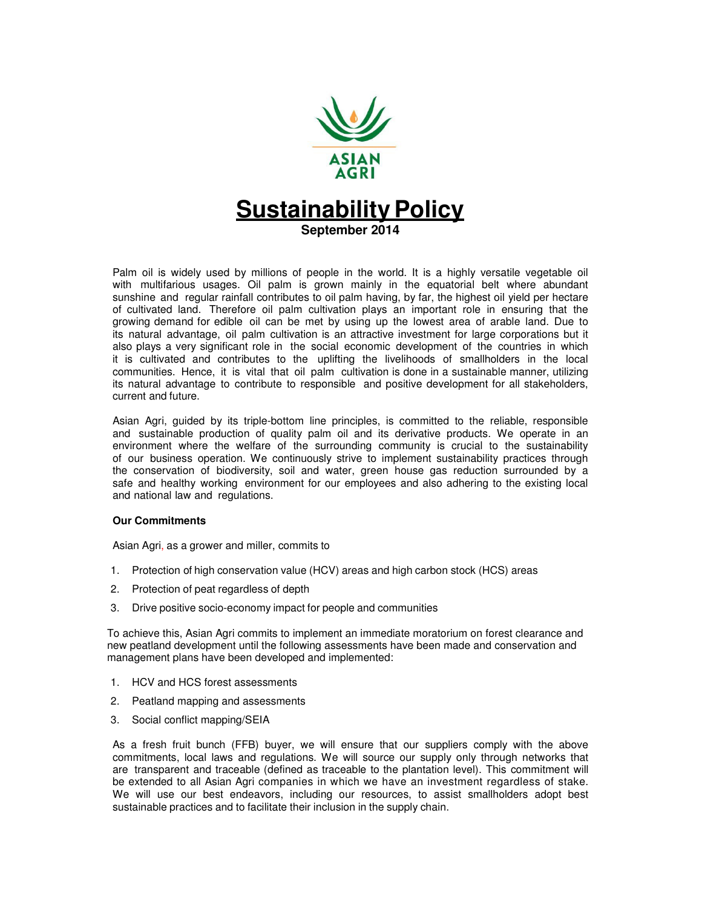ASIAN AGRI

# Sustainability Policy

**September 2014**

Palm oil is widely used by millions of people in the world. It is a highly versatile vegetable oil with multifarious usages. Oil palm is grown mainly in the equatorial belt where abundant sunshine and regular rainfall contributes to oil palm having, by far, the highest oil yield per hectare of cultivated land. Therefore oil palm cultivation plays an important role in ensuring that the growing demand for edible oil can be met by using up the lowest area of arable land. Due to its natural advantage, oil palm cultivation is an attractive investment for large corporations but it also plays a very significant role in the social economic development of the countries in which it is cultivated and contributes to the uplifting the livelihoods of smallholders in the local communities. Hence, it is vital that oil palm cultivation is done in a sustainable manner, utilizing its natural advantage to contribute to responsible and positive development for all stakeholders, current and future.

Asian Agri, guided by its triple-bottom line principles, is committed to the reliable, responsible and sustainable production of quality palm oil and its derivative products. We operate in an environment where the welfare of the surrounding community is crucial to the sustainability of our business operation. We continuously strive to implement sustainability practices through the conservation of biodiversity, soil and water, green house gas reduction surrounded by a safe and healthy working environment for our employees and also adhering to the existing local and national law and regulations.

**Our Commitments**

Asian Agri, as a grower and miller, commits to

1. Protection of high conservation value (HCV) areas and high carbon stock (HCS) areas
2. Protection of peat regardless of depth
3. Drive positive socio-economy impact for people and communities

To achieve this, Asian Agri commits to implement an immediate moratorium on forest clearance and new peatland development until the following assessments have been made and conservation and management plans have been developed and implemented:

1. HCV and HCS forest assessments
2. Peatland mapping and assessments
3. Social conflict mapping/SEIA

As a fresh fruit bunch (FFB) buyer, we will ensure that our suppliers comply with the above commitments, local laws and regulations. We will source our supply only through networks that are transparent and traceable (defined as traceable to the plantation level). This commitment will be extended to all Asian Agri companies in which we have an investment regardless of stake. We will use our best endeavors, including our resources, to assist smallholders adopt best sustainable practices and to facilitate their inclusion in the supply chain.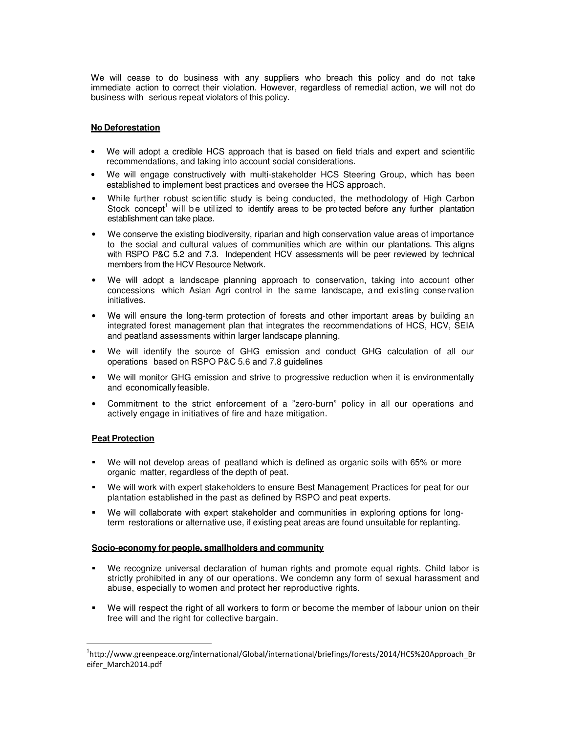We will cease to do business with any suppliers who breach this policy and do not take immediate action to correct their violation. However, regardless of remedial action, we will not do business with serious repeat violators of this policy.

**No Deforestation**

- We will adopt a credible HCS approach that is based on field trials and expert and scientific recommendations, and taking into account social considerations.
- We will engage constructively with multi-stakeholder HCS Steering Group, which has been established to implement best practices and oversee the HCS approach.
- While further robust scientific study is being conducted, the methodology of High Carbon Stock concept[1] will be utilized to identify areas to be protected before any further plantation establishment can take place.
- We conserve the existing biodiversity, riparian and high conservation value areas of importance to the social and cultural values of communities which are within our plantations. This aligns with RSPO P&C 5.2 and 7.3. Independent HCV assessments will be peer reviewed by technical members from the HCV Resource Network.
- We will adopt a landscape planning approach to conservation, taking into account other concessions which Asian Agri control in the same landscape, and existing conservation initiatives.
- We will ensure the long-term protection of forests and other important areas by building an integrated forest management plan that integrates the recommendations of HCS, HCV, SEIA and peatland assessments within larger landscape planning.
- We will identify the source of GHG emission and conduct GHG calculation of all our operations based on RSPO P&C 5.6 and 7.8 guidelines
- We will monitor GHG emission and strive to progressive reduction when it is environmentally and economically feasible.
- Commitment to the strict enforcement of a "zero-burn" policy in all our operations and actively engage in initiatives of fire and haze mitigation.

**Peat Protection**

- We will not develop areas of peatland which is defined as organic soils with 65% or more organic matter, regardless of the depth of peat.
- We will work with expert stakeholders to ensure Best Management Practices for peat for our plantation established in the past as defined by RSPO and peat experts.
- We will collaborate with expert stakeholder and communities in exploring options for long-term restorations or alternative use, if existing peat areas are found unsuitable for replanting.

**Socio-economy for people, smallholders and community**

- We recognize universal declaration of human rights and promote equal rights. Child labor is strictly prohibited in any of our operations. We condemn any form of sexual harassment and abuse, especially to women and protect her reproductive rights.
- We will respect the right of all workers to form or become the member of labour union on their free will and the right for collective bargain.

[1] http://www.greenpeace.org/international/Global/international/briefings/forests/2014/HCS%20Approach_Breifer_March2014.pdf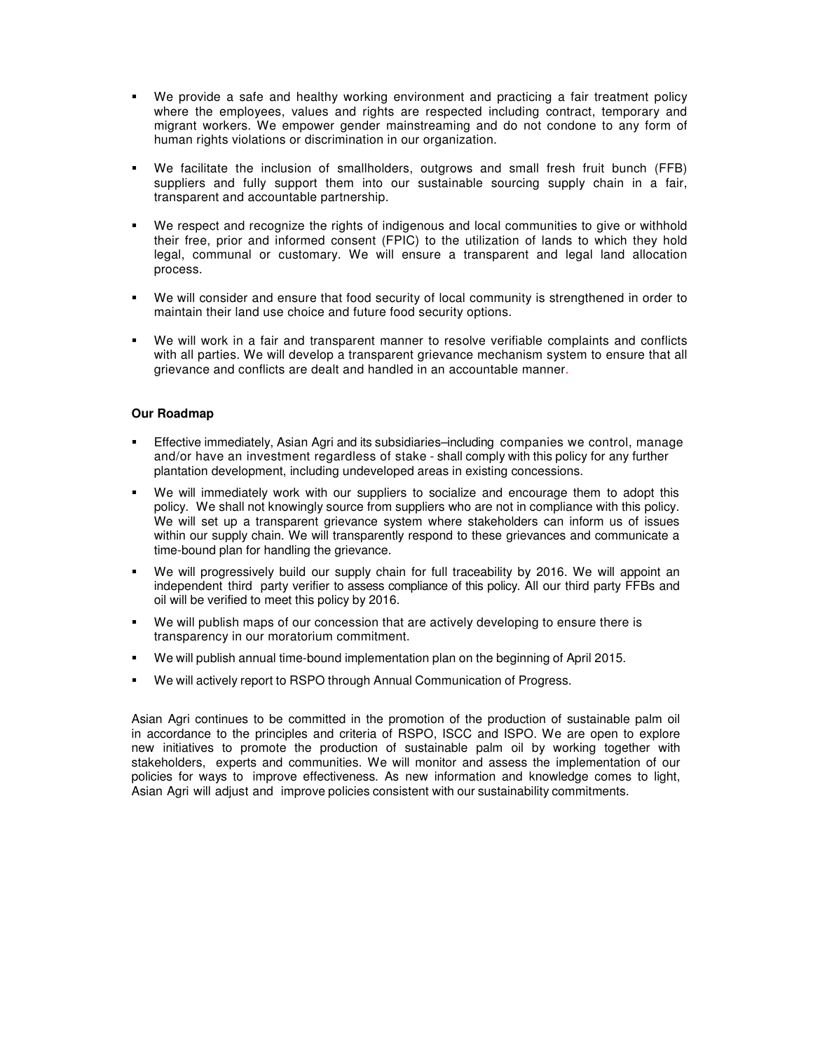- We provide a safe and healthy working environment and practicing a fair treatment policy where the employees, values and rights are respected including contract, temporary and migrant workers. We empower gender mainstreaming and do not condone to any form of human rights violations or discrimination in our organization.

- We facilitate the inclusion of smallholders, outgrows and small fresh fruit bunch (FFB) suppliers and fully support them into our sustainable sourcing supply chain in a fair, transparent and accountable partnership.

- We respect and recognize the rights of indigenous and local communities to give or withhold their free, prior and informed consent (FPIC) to the utilization of lands to which they hold legal, communal or customary. We will ensure a transparent and legal land allocation process.

- We will consider and ensure that food security of local community is strengthened in order to maintain their land use choice and future food security options.

- We will work in a fair and transparent manner to resolve verifiable complaints and conflicts with all parties. We will develop a transparent grievance mechanism system to ensure that all grievance and conflicts are dealt and handled in an accountable manner.

**Our Roadmap**

- Effective immediately, Asian Agri and its subsidiaries–including companies we control, manage and/or have an investment regardless of stake - shall comply with this policy for any further plantation development, including undeveloped areas in existing concessions.
- We will immediately work with our suppliers to socialize and encourage them to adopt this policy. We shall not knowingly source from suppliers who are not in compliance with this policy. We will set up a transparent grievance system where stakeholders can inform us of issues within our supply chain. We will transparently respond to these grievances and communicate a time-bound plan for handling the grievance.
- We will progressively build our supply chain for full traceability by 2016. We will appoint an independent third party verifier to assess compliance of this policy. All our third party FFBs and oil will be verified to meet this policy by 2016.
- We will publish maps of our concession that are actively developing to ensure there is transparency in our moratorium commitment.
- We will publish annual time-bound implementation plan on the beginning of April 2015.
- We will actively report to RSPO through Annual Communication of Progress.

Asian Agri continues to be committed in the promotion of the production of sustainable palm oil in accordance to the principles and criteria of RSPO, ISCC and ISPO. We are open to explore new initiatives to promote the production of sustainable palm oil by working together with stakeholders, experts and communities. We will monitor and assess the implementation of our policies for ways to improve effectiveness. As new information and knowledge comes to light, Asian Agri will adjust and improve policies consistent with our sustainability commitments.